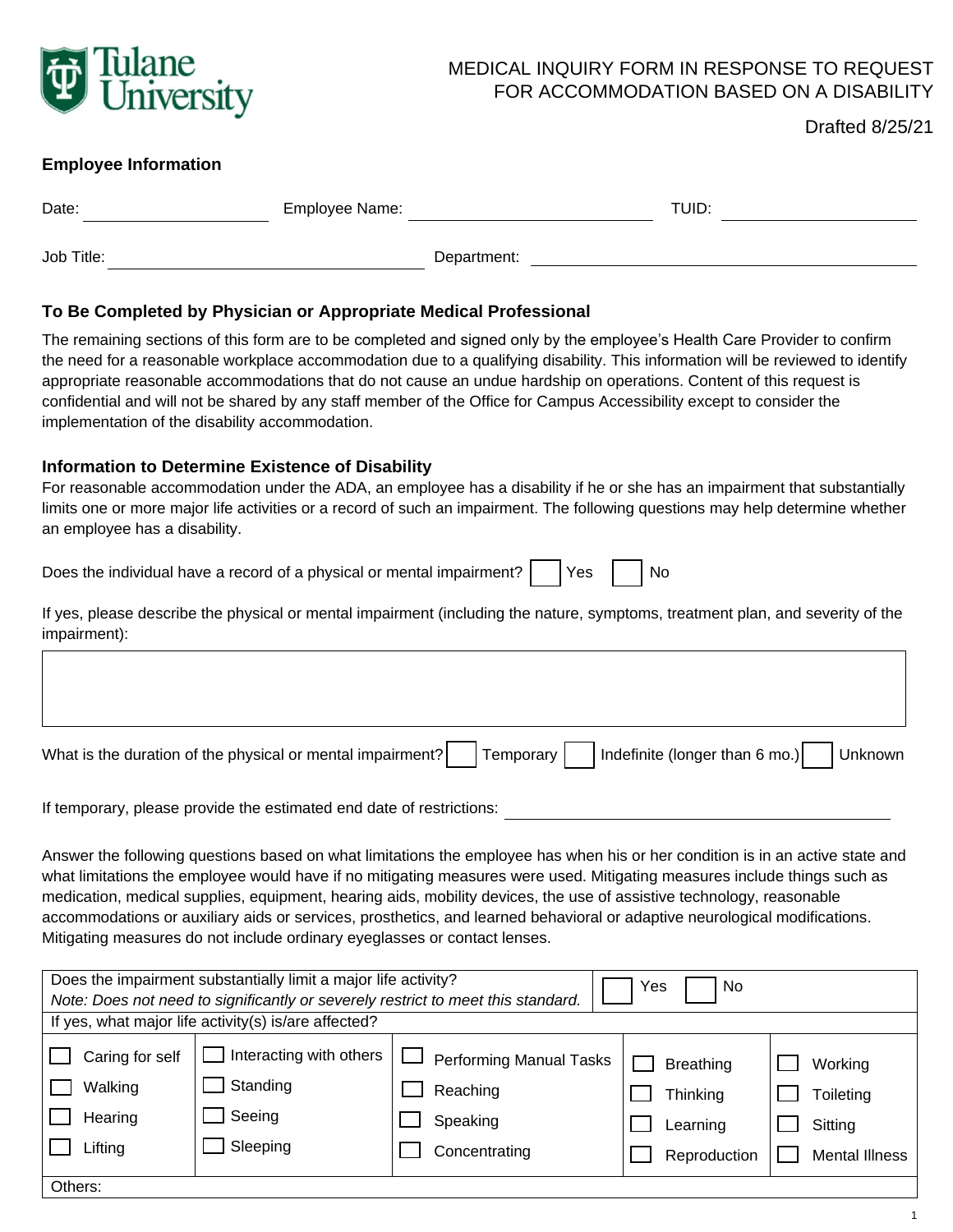Tulane University

# MEDICAL INQUIRY FORM IN RESPONSE TO REQUEST FOR ACCOMMODATION BASED ON A DISABILITY

Drafted 8/25/21

## Employee Information

Date: ____________________ Employee Name: ____________________________ TUID: ____________________

Job Title: ______________________________ Department: ________________________________________

## To Be Completed by Physician or Appropriate Medical Professional

The remaining sections of this form are to be completed and signed only by the employee's Health Care Provider to confirm the need for a reasonable workplace accommodation due to a qualifying disability. This information will be reviewed to identify appropriate reasonable accommodations that do not cause an undue hardship on operations. Content of this request is confidential and will not be shared by any staff member of the Office for Campus Accessibility except to consider the implementation of the disability accommodation.

## Information to Determine Existence of Disability

For reasonable accommodation under the ADA, an employee has a disability if he or she has an impairment that substantially limits one or more major life activities or a record of such an impairment. The following questions may help determine whether an employee has a disability.

Does the individual have a record of a physical or mental impairment? ☐ Yes ☐ No

If yes, please describe the physical or mental impairment (including the nature, symptoms, treatment plan, and severity of the impairment):

| |
|---|
| |

What is the duration of the physical or mental impairment? ☐ Temporary ☐ Indefinite (longer than 6 mo.) ☐ Unknown

If temporary, please provide the estimated end date of restrictions: ______________________________

Answer the following questions based on what limitations the employee has when his or her condition is in an active state and what limitations the employee would have if no mitigating measures were used. Mitigating measures include things such as medication, medical supplies, equipment, hearing aids, mobility devices, the use of assistive technology, reasonable accommodations or auxiliary aids or services, prosthetics, and learned behavioral or adaptive neurological modifications. Mitigating measures do not include ordinary eyeglasses or contact lenses.

| Does the impairment substantially limit a major life activity?<br>*Note: Does not need to significantly or severely restrict to meet this standard.* | | ☐ Yes ☐ No | | |
|---|---|---|---|---|
| If yes, what major life activity(s) is/are affected? | | | | |
| ☐ Caring for self | ☐ Interacting with others | ☐ Performing Manual Tasks | ☐ Breathing | ☐ Working |
| ☐ Walking | ☐ Standing | ☐ Reaching | ☐ Thinking | ☐ Toileting |
| ☐ Hearing | ☐ Seeing | ☐ Speaking | ☐ Learning | ☐ Sitting |
| ☐ Lifting | ☐ Sleeping | ☐ Concentrating | ☐ Reproduction | ☐ Mental Illness |
| Others: | | | | |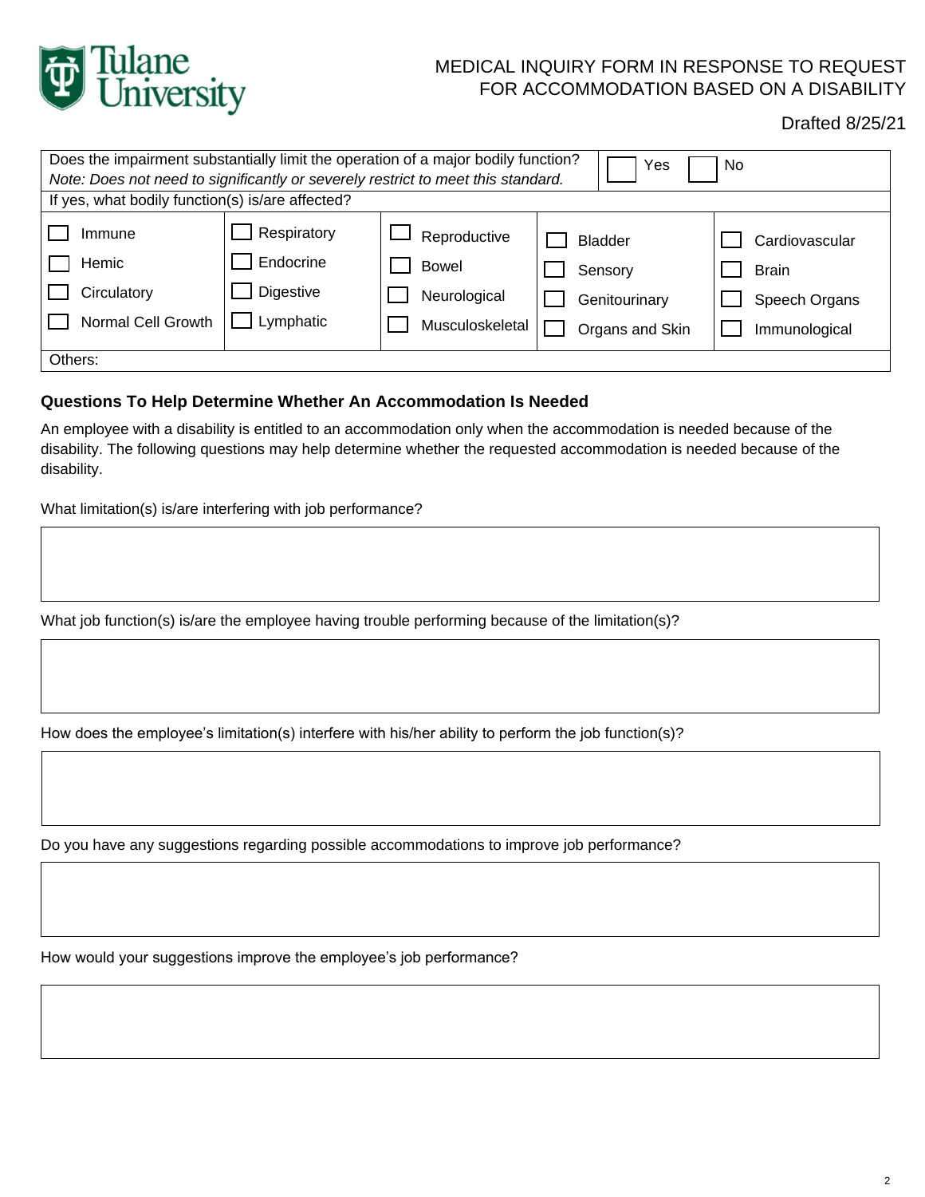Tulane University

MEDICAL INQUIRY FORM IN RESPONSE TO REQUEST FOR ACCOMMODATION BASED ON A DISABILITY

Drafted 8/25/21

| Does the impairment substantially limit the operation of a major bodily function?<br>*Note: Does not need to significantly or severely restrict to meet this standard.* | ☐ Yes ☐ No |
|---|---|

If yes, what bodily function(s) is/are affected?

| | | | | |
|---|---|---|---|---|
| ☐ Immune | ☐ Respiratory | ☐ Reproductive | ☐ Bladder | ☐ Cardiovascular |
| ☐ Hemic | ☐ Endocrine | ☐ Bowel | ☐ Sensory | ☐ Brain |
| ☐ Circulatory | ☐ Digestive | ☐ Neurological | ☐ Genitourinary | ☐ Speech Organs |
| ☐ Normal Cell Growth | ☐ Lymphatic | ☐ Musculoskeletal | ☐ Organs and Skin | ☐ Immunological |

Others:

## Questions To Help Determine Whether An Accommodation Is Needed

An employee with a disability is entitled to an accommodation only when the accommodation is needed because of the disability. The following questions may help determine whether the requested accommodation is needed because of the disability.

What limitation(s) is/are interfering with job performance?

What job function(s) is/are the employee having trouble performing because of the limitation(s)?

How does the employee's limitation(s) interfere with his/her ability to perform the job function(s)?

Do you have any suggestions regarding possible accommodations to improve job performance?

How would your suggestions improve the employee's job performance?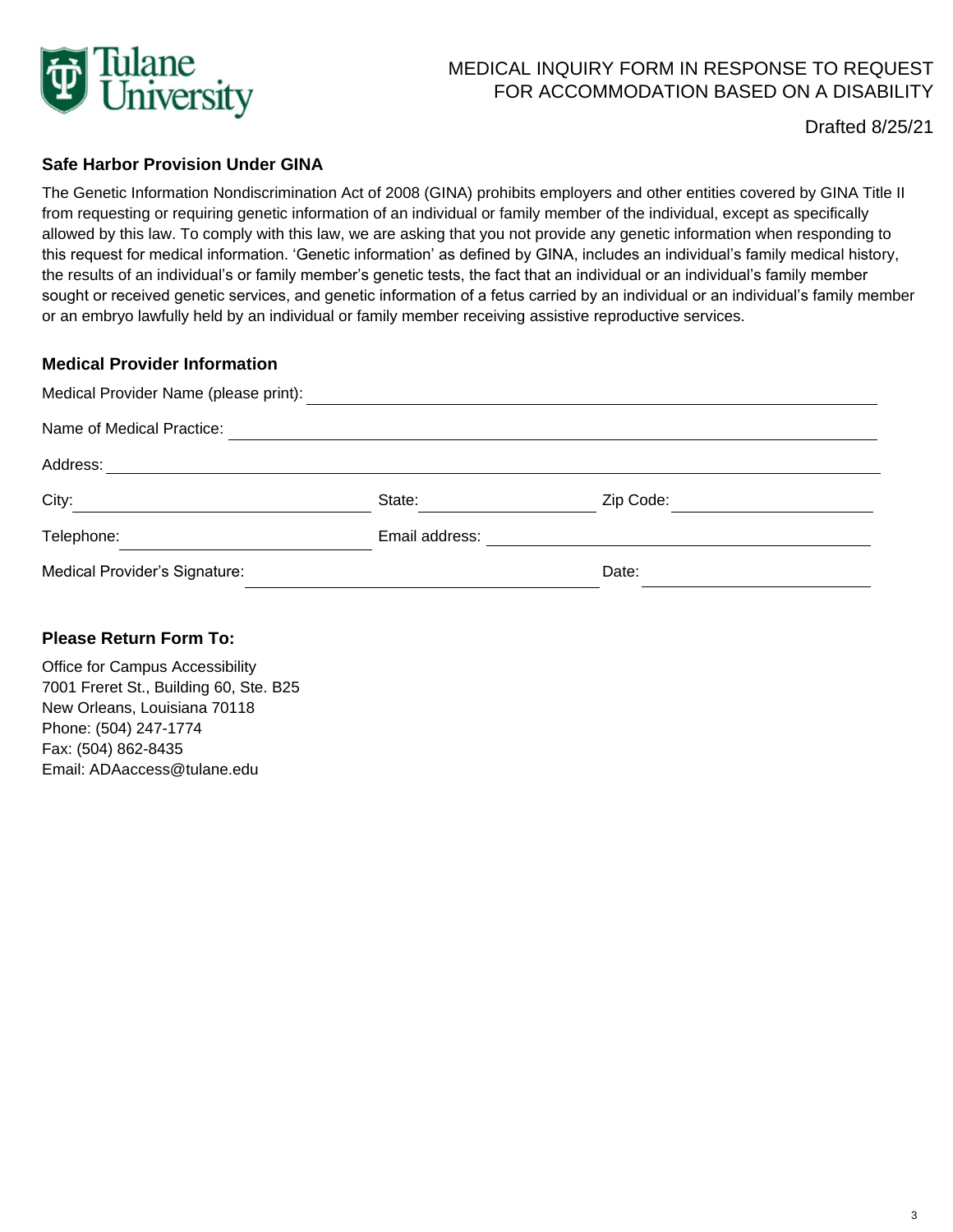MEDICAL INQUIRY FORM IN RESPONSE TO REQUEST FOR ACCOMMODATION BASED ON A DISABILITY

Drafted 8/25/21

## Safe Harbor Provision Under GINA

The Genetic Information Nondiscrimination Act of 2008 (GINA) prohibits employers and other entities covered by GINA Title II from requesting or requiring genetic information of an individual or family member of the individual, except as specifically allowed by this law. To comply with this law, we are asking that you not provide any genetic information when responding to this request for medical information. 'Genetic information' as defined by GINA, includes an individual's family medical history, the results of an individual's or family member's genetic tests, the fact that an individual or an individual's family member sought or received genetic services, and genetic information of a fetus carried by an individual or an individual's family member or an embryo lawfully held by an individual or family member receiving assistive reproductive services.

## Medical Provider Information

Medical Provider Name (please print): ______________________________

Name of Medical Practice: ______________________________

Address: ______________________________

City: ______________ State: ______________ Zip Code: ______________

Telephone: ______________ Email address: ______________________________

Medical Provider's Signature: ______________________________ Date: ______________

## Please Return Form To:

Office for Campus Accessibility
7001 Freret St., Building 60, Ste. B25
New Orleans, Louisiana 70118
Phone: (504) 247-1774
Fax: (504) 862-8435
Email: ADAaccess@tulane.edu